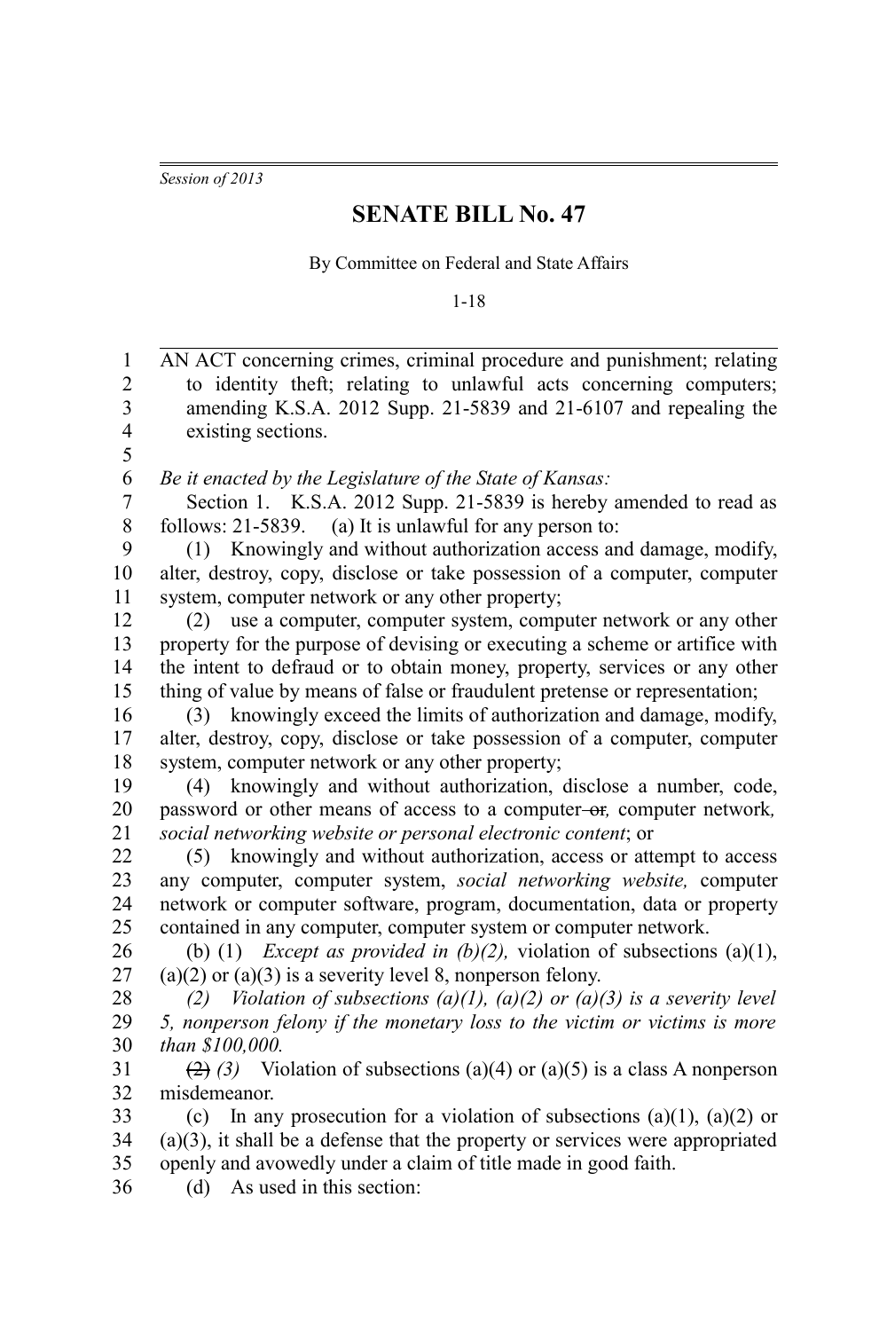*Session of 2013*

# SENATE BILL No. 47

By Committee on Federal and State Affairs

1-18

AN ACT concerning crimes, criminal procedure and punishment; relating to identity theft; relating to unlawful acts concerning computers; amending K.S.A. 2012 Supp. 21-5839 and 21-6107 and repealing the existing sections.

*Be it enacted by the Legislature of the State of Kansas:*

Section 1. K.S.A. 2012 Supp. 21-5839 is hereby amended to read as follows: 21-5839. (a) It is unlawful for any person to:

(1) Knowingly and without authorization access and damage, modify, alter, destroy, copy, disclose or take possession of a computer, computer system, computer network or any other property;

(2) use a computer, computer system, computer network or any other property for the purpose of devising or executing a scheme or artifice with the intent to defraud or to obtain money, property, services or any other thing of value by means of false or fraudulent pretense or representation;

(3) knowingly exceed the limits of authorization and damage, modify, alter, destroy, copy, disclose or take possession of a computer, computer system, computer network or any other property;

(4) knowingly and without authorization, disclose a number, code, password or other means of access to a computer ~~or~~*,* computer network*, social networking website or personal electronic content*; or

(5) knowingly and without authorization, access or attempt to access any computer, computer system, *social networking website,* computer network or computer software, program, documentation, data or property contained in any computer, computer system or computer network.

(b) (1) *Except as provided in (b)(2),* violation of subsections (a)(1), (a)(2) or (a)(3) is a severity level 8, nonperson felony.

*(2) Violation of subsections (a)(1), (a)(2) or (a)(3) is a severity level 5, nonperson felony if the monetary loss to the victim or victims is more than $100,000.*

~~(2)~~ *(3)* Violation of subsections (a)(4) or (a)(5) is a class A nonperson misdemeanor.

(c) In any prosecution for a violation of subsections (a)(1), (a)(2) or (a)(3), it shall be a defense that the property or services were appropriated openly and avowedly under a claim of title made in good faith.

(d) As used in this section: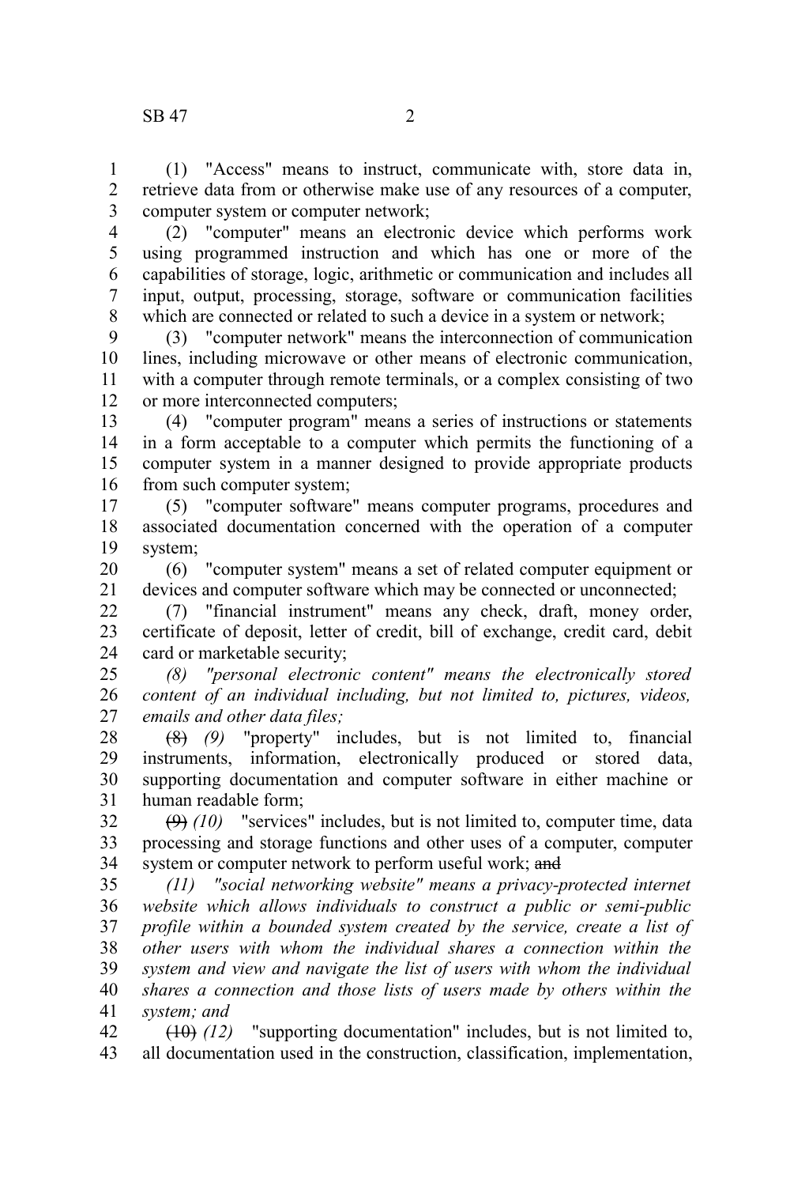(1) "Access" means to instruct, communicate with, store data in, retrieve data from or otherwise make use of any resources of a computer, computer system or computer network;

(2) "computer" means an electronic device which performs work using programmed instruction and which has one or more of the capabilities of storage, logic, arithmetic or communication and includes all input, output, processing, storage, software or communication facilities which are connected or related to such a device in a system or network;

(3) "computer network" means the interconnection of communication lines, including microwave or other means of electronic communication, with a computer through remote terminals, or a complex consisting of two or more interconnected computers;

(4) "computer program" means a series of instructions or statements in a form acceptable to a computer which permits the functioning of a computer system in a manner designed to provide appropriate products from such computer system;

(5) "computer software" means computer programs, procedures and associated documentation concerned with the operation of a computer system;

(6) "computer system" means a set of related computer equipment or devices and computer software which may be connected or unconnected;

(7) "financial instrument" means any check, draft, money order, certificate of deposit, letter of credit, bill of exchange, credit card, debit card or marketable security;

*(8) "personal electronic content" means the electronically stored content of an individual including, but not limited to, pictures, videos, emails and other data files;*

~~(8)~~ *(9)* "property" includes, but is not limited to, financial instruments, information, electronically produced or stored data, supporting documentation and computer software in either machine or human readable form;

~~(9)~~ *(10)* "services" includes, but is not limited to, computer time, data processing and storage functions and other uses of a computer, computer system or computer network to perform useful work; ~~and~~

*(11) "social networking website" means a privacy-protected internet website which allows individuals to construct a public or semi-public profile within a bounded system created by the service, create a list of other users with whom the individual shares a connection within the system and view and navigate the list of users with whom the individual shares a connection and those lists of users made by others within the system; and*

~~(10)~~ *(12)* "supporting documentation" includes, but is not limited to, all documentation used in the construction, classification, implementation,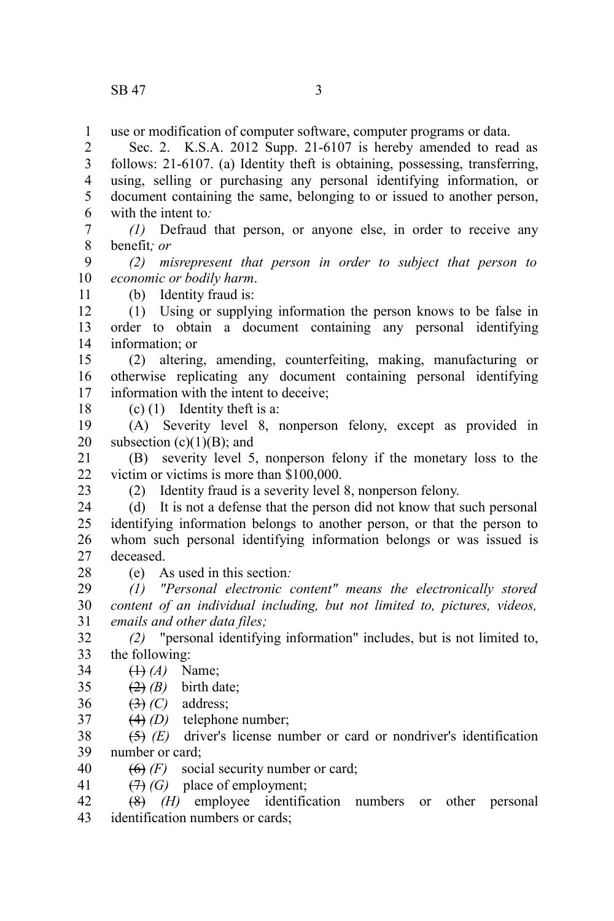use or modification of computer software, computer programs or data.

Sec. 2. K.S.A. 2012 Supp. 21-6107 is hereby amended to read as follows: 21-6107. (a) Identity theft is obtaining, possessing, transferring, using, selling or purchasing any personal identifying information, or document containing the same, belonging to or issued to another person, with the intent to*:*

*(1)* Defraud that person, or anyone else, in order to receive any benefit*; or*

*(2) misrepresent that person in order to subject that person to economic or bodily harm*.

(b) Identity fraud is:

(1) Using or supplying information the person knows to be false in order to obtain a document containing any personal identifying information; or

(2) altering, amending, counterfeiting, making, manufacturing or otherwise replicating any document containing personal identifying information with the intent to deceive;

(c) (1) Identity theft is a:

(A) Severity level 8, nonperson felony, except as provided in subsection (c)(1)(B); and

(B) severity level 5, nonperson felony if the monetary loss to the victim or victims is more than $100,000.

(2) Identity fraud is a severity level 8, nonperson felony.

(d) It is not a defense that the person did not know that such personal identifying information belongs to another person, or that the person to whom such personal identifying information belongs or was issued is deceased.

(e) As used in this section*:*

*(1) "Personal electronic content" means the electronically stored content of an individual including, but not limited to, pictures, videos, emails and other data files;*

*(2)* "personal identifying information" includes, but is not limited to, the following:

~~(1)~~ *(A)* Name;

~~(2)~~ *(B)* birth date;

~~(3)~~ *(C)* address;

~~(4)~~ *(D)* telephone number;

~~(5)~~ *(E)* driver's license number or card or nondriver's identification number or card;

~~(6)~~ *(F)* social security number or card;

~~(7)~~ *(G)* place of employment;

~~(8)~~ *(H)* employee identification numbers or other personal identification numbers or cards;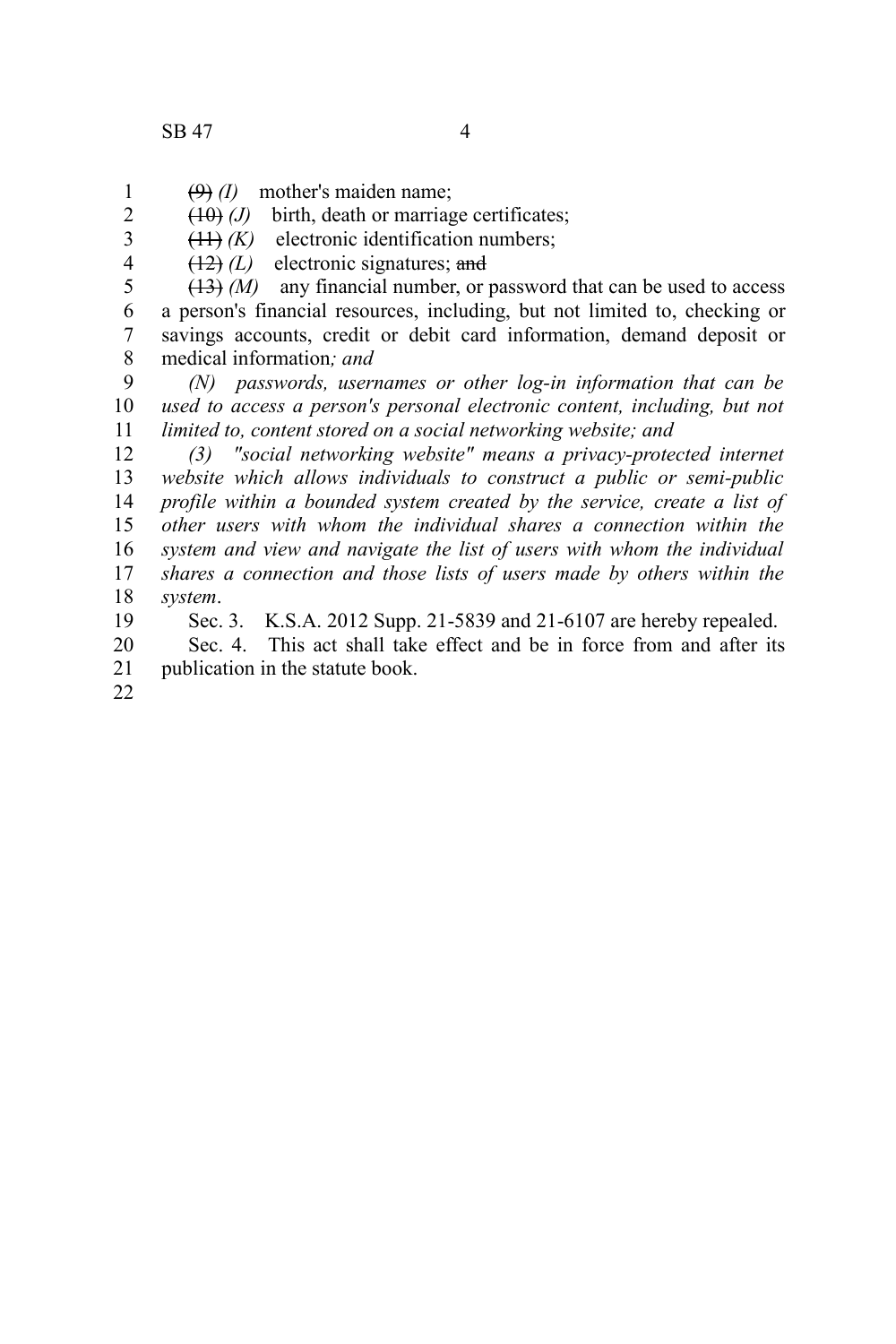~~(9)~~ *(I)* mother's maiden name;

~~(10)~~ *(J)* birth, death or marriage certificates;

~~(11)~~ *(K)* electronic identification numbers;

~~(12)~~ *(L)* electronic signatures; ~~and~~

~~(13)~~ *(M)* any financial number, or password that can be used to access a person's financial resources, including, but not limited to, checking or savings accounts, credit or debit card information, demand deposit or medical information*; and*

*(N) passwords, usernames or other log-in information that can be used to access a person's personal electronic content, including, but not limited to, content stored on a social networking website; and*

*(3) "social networking website" means a privacy-protected internet website which allows individuals to construct a public or semi-public profile within a bounded system created by the service, create a list of other users with whom the individual shares a connection within the system and view and navigate the list of users with whom the individual shares a connection and those lists of users made by others within the system*.

Sec. 3. K.S.A. 2012 Supp. 21-5839 and 21-6107 are hereby repealed.

Sec. 4. This act shall take effect and be in force from and after its publication in the statute book.